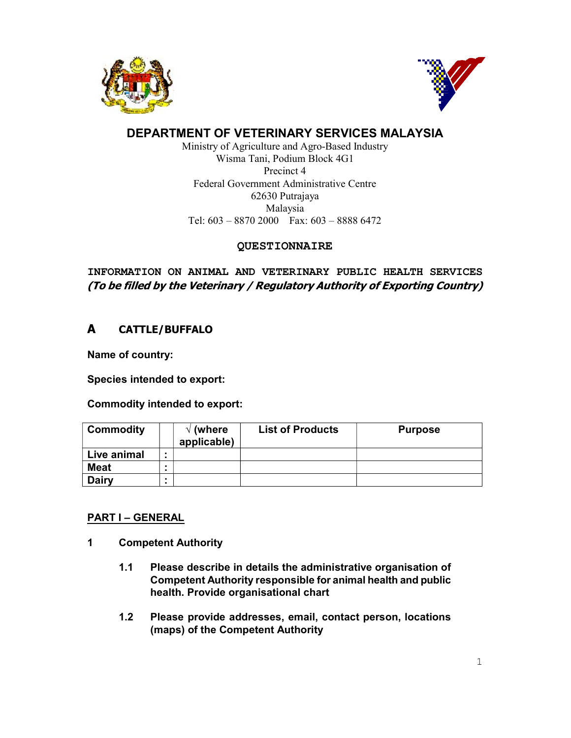# DEPARTMENT OF VETERINARY SERVICES MALAYSIA

Ministry of Agriculture and Agro-Based Industry
Wisma Tani, Podium Block 4G1
Precinct 4
Federal Government Administrative Centre
62630 Putrajaya
Malaysia
Tel: 603 – 8870 2000 Fax: 603 – 8888 6472

## QUESTIONNAIRE

**INFORMATION ON ANIMAL AND VETERINARY PUBLIC HEALTH SERVICES**
***(To be filled by the Veterinary / Regulatory Authority of Exporting Country)***

## A CATTLE/BUFFALO

**Name of country:**

**Species intended to export:**

**Commodity intended to export:**

| Commodity | | √ (where applicable) | List of Products | Purpose |
|---|---|---|---|---|
| Live animal | : | | | |
| Meat | : | | | |
| Dairy | : | | | |

### PART I – GENERAL

**1 Competent Authority**

**1.1 Please describe in details the administrative organisation of Competent Authority responsible for animal health and public health. Provide organisational chart**

**1.2 Please provide addresses, email, contact person, locations (maps) of the Competent Authority**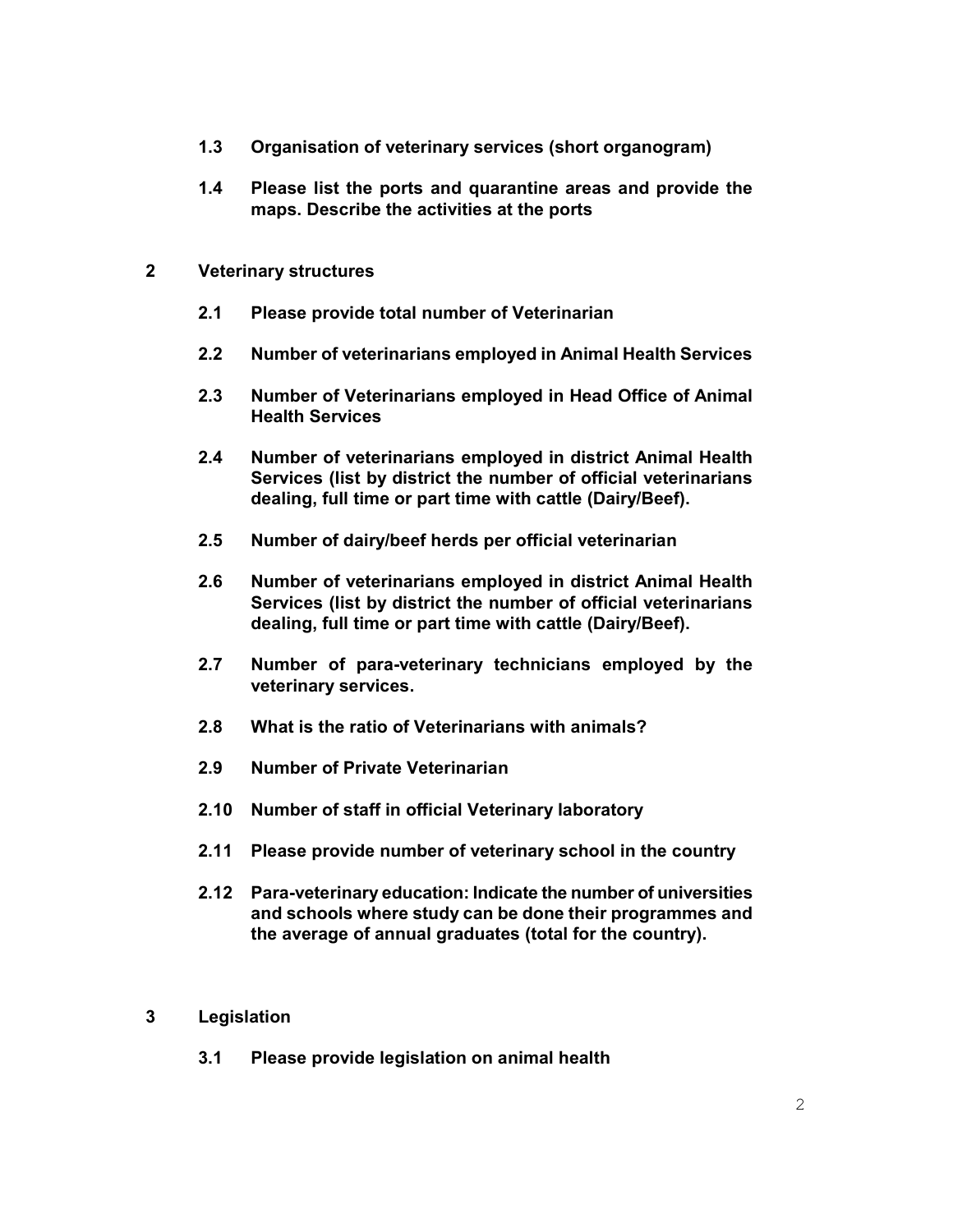**1.3 Organisation of veterinary services (short organogram)**

**1.4 Please list the ports and quarantine areas and provide the maps. Describe the activities at the ports**

## 2 Veterinary structures

**2.1 Please provide total number of Veterinarian**

**2.2 Number of veterinarians employed in Animal Health Services**

**2.3 Number of Veterinarians employed in Head Office of Animal Health Services**

**2.4 Number of veterinarians employed in district Animal Health Services (list by district the number of official veterinarians dealing, full time or part time with cattle (Dairy/Beef).**

**2.5 Number of dairy/beef herds per official veterinarian**

**2.6 Number of veterinarians employed in district Animal Health Services (list by district the number of official veterinarians dealing, full time or part time with cattle (Dairy/Beef).**

**2.7 Number of para-veterinary technicians employed by the veterinary services.**

**2.8 What is the ratio of Veterinarians with animals?**

**2.9 Number of Private Veterinarian**

**2.10 Number of staff in official Veterinary laboratory**

**2.11 Please provide number of veterinary school in the country**

**2.12 Para-veterinary education: Indicate the number of universities and schools where study can be done their programmes and the average of annual graduates (total for the country).**

## 3 Legislation

**3.1 Please provide legislation on animal health**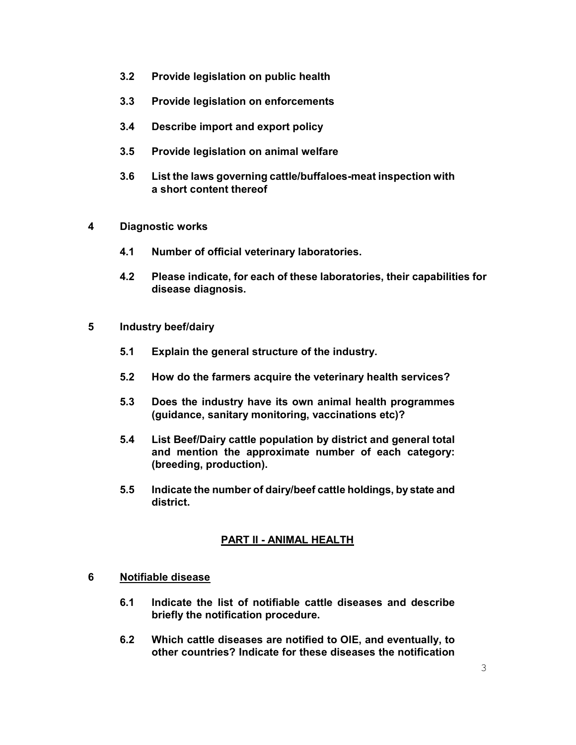**3.2 Provide legislation on public health**

**3.3 Provide legislation on enforcements**

**3.4 Describe import and export policy**

**3.5 Provide legislation on animal welfare**

**3.6 List the laws governing cattle/buffaloes-meat inspection with a short content thereof**

**4 Diagnostic works**

**4.1 Number of official veterinary laboratories.**

**4.2 Please indicate, for each of these laboratories, their capabilities for disease diagnosis.**

**5 Industry beef/dairy**

**5.1 Explain the general structure of the industry.**

**5.2 How do the farmers acquire the veterinary health services?**

**5.3 Does the industry have its own animal health programmes (guidance, sanitary monitoring, vaccinations etc)?**

**5.4 List Beef/Dairy cattle population by district and general total and mention the approximate number of each category: (breeding, production).**

**5.5 Indicate the number of dairy/beef cattle holdings, by state and district.**

## PART II - ANIMAL HEALTH

**6 Notifiable disease**

**6.1 Indicate the list of notifiable cattle diseases and describe briefly the notification procedure.**

**6.2 Which cattle diseases are notified to OIE, and eventually, to other countries? Indicate for these diseases the notification**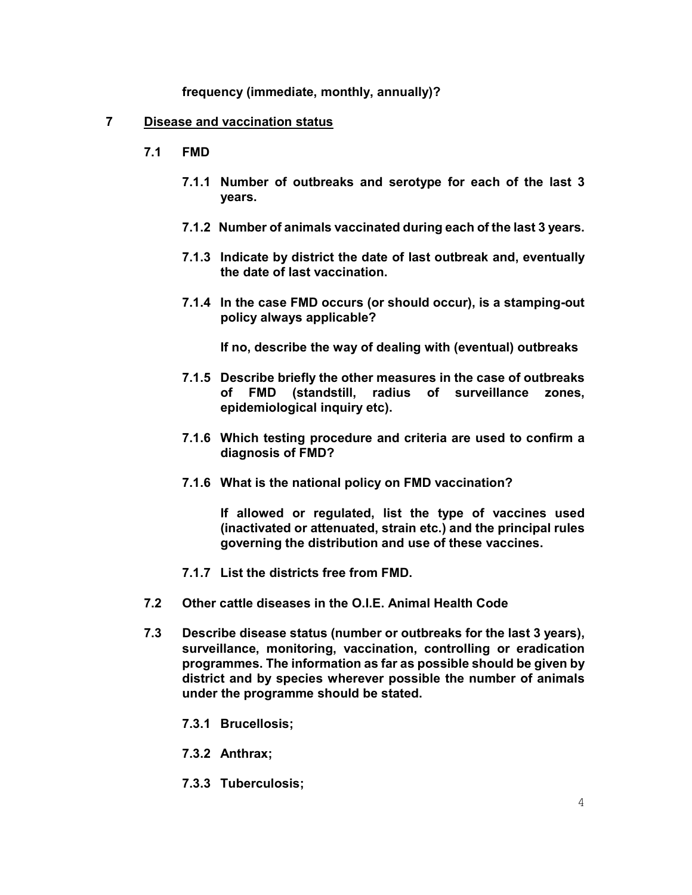**frequency (immediate, monthly, annually)?**

## 7 Disease and vaccination status

### 7.1 FMD

**7.1.1 Number of outbreaks and serotype for each of the last 3 years.**

**7.1.2 Number of animals vaccinated during each of the last 3 years.**

**7.1.3 Indicate by district the date of last outbreak and, eventually the date of last vaccination.**

**7.1.4 In the case FMD occurs (or should occur), is a stamping-out policy always applicable?**

**If no, describe the way of dealing with (eventual) outbreaks**

**7.1.5 Describe briefly the other measures in the case of outbreaks of FMD (standstill, radius of surveillance zones, epidemiological inquiry etc).**

**7.1.6 Which testing procedure and criteria are used to confirm a diagnosis of FMD?**

**7.1.6 What is the national policy on FMD vaccination?**

**If allowed or regulated, list the type of vaccines used (inactivated or attenuated, strain etc.) and the principal rules governing the distribution and use of these vaccines.**

**7.1.7 List the districts free from FMD.**

### 7.2 Other cattle diseases in the O.I.E. Animal Health Code

### 7.3 Describe disease status (number or outbreaks for the last 3 years), surveillance, monitoring, vaccination, controlling or eradication programmes. The information as far as possible should be given by district and by species wherever possible the number of animals under the programme should be stated.

**7.3.1 Brucellosis;**

**7.3.2 Anthrax;**

**7.3.3 Tuberculosis;**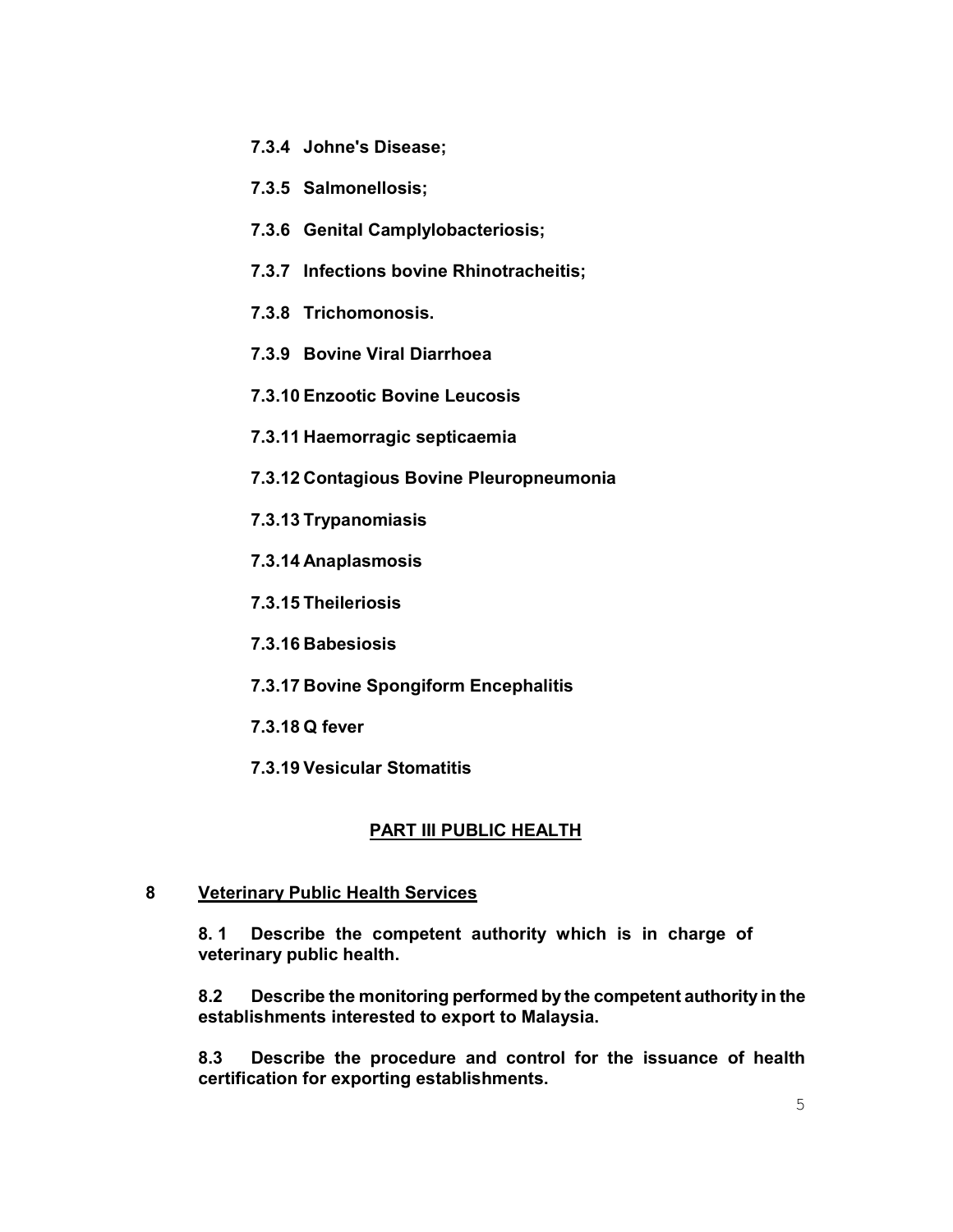**7.3.4 Johne's Disease;**

**7.3.5 Salmonellosis;**

**7.3.6 Genital Camplylobacteriosis;**

**7.3.7 Infections bovine Rhinotracheitis;**

**7.3.8 Trichomonosis.**

**7.3.9 Bovine Viral Diarrhoea**

**7.3.10 Enzootic Bovine Leucosis**

**7.3.11 Haemorragic septicaemia**

**7.3.12 Contagious Bovine Pleuropneumonia**

**7.3.13 Trypanomiasis**

**7.3.14 Anaplasmosis**

**7.3.15 Theileriosis**

**7.3.16 Babesiosis**

**7.3.17 Bovine Spongiform Encephalitis**

**7.3.18 Q fever**

**7.3.19 Vesicular Stomatitis**

## PART III PUBLIC HEALTH

### 8 Veterinary Public Health Services

**8. 1 Describe the competent authority which is in charge of veterinary public health.**

**8.2 Describe the monitoring performed by the competent authority in the establishments interested to export to Malaysia.**

**8.3 Describe the procedure and control for the issuance of health certification for exporting establishments.**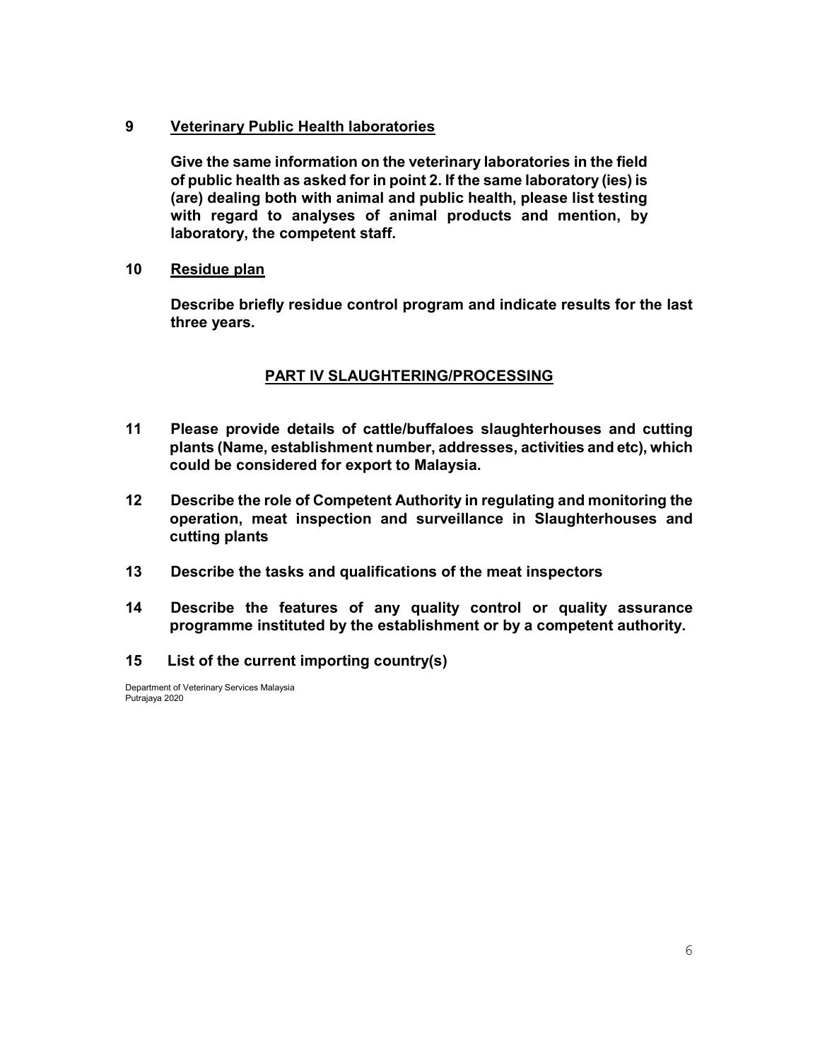**9 Veterinary Public Health laboratories**

**Give the same information on the veterinary laboratories in the field of public health as asked for in point 2. If the same laboratory (ies) is (are) dealing both with animal and public health, please list testing with regard to analyses of animal products and mention, by laboratory, the competent staff.**

**10 Residue plan**

**Describe briefly residue control program and indicate results for the last three years.**

## PART IV SLAUGHTERING/PROCESSING

**11 Please provide details of cattle/buffaloes slaughterhouses and cutting plants (Name, establishment number, addresses, activities and etc), which could be considered for export to Malaysia.**

**12 Describe the role of Competent Authority in regulating and monitoring the operation, meat inspection and surveillance in Slaughterhouses and cutting plants**

**13 Describe the tasks and qualifications of the meat inspectors**

**14 Describe the features of any quality control or quality assurance programme instituted by the establishment or by a competent authority.**

**15 List of the current importing country(s)**

Department of Veterinary Services Malaysia
Putrajaya 2020